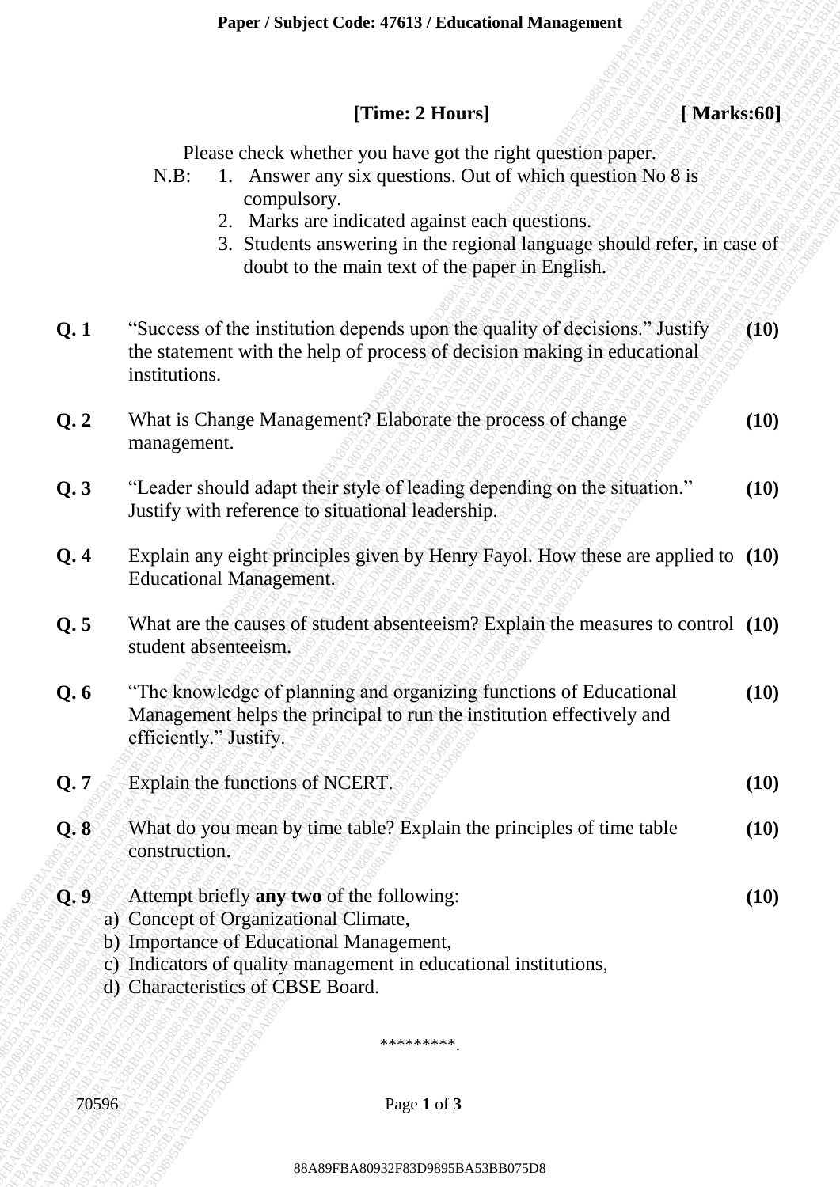**[Time: 2 Hours]** **[ Marks:60]**

Please check whether you have got the right question paper.

N.B:
1. Answer any six questions. Out of which question No 8 is compulsory.
2. Marks are indicated against each questions.
3. Students answering in the regional language should refer, in case of doubt to the main text of the paper in English.

| | | |
|---|---|---|
| **Q. 1** | "Success of the institution depends upon the quality of decisions." Justify the statement with the help of process of decision making in educational institutions. | **(10)** |
| **Q. 2** | What is Change Management? Elaborate the process of change management. | **(10)** |
| **Q. 3** | "Leader should adapt their style of leading depending on the situation." Justify with reference to situational leadership. | **(10)** |
| **Q. 4** | Explain any eight principles given by Henry Fayol. How these are applied to Educational Management. | **(10)** |
| **Q. 5** | What are the causes of student absenteeism? Explain the measures to control student absenteeism. | **(10)** |
| **Q. 6** | "The knowledge of planning and organizing functions of Educational Management helps the principal to run the institution effectively and efficiently." Justify. | **(10)** |
| **Q. 7** | Explain the functions of NCERT. | **(10)** |
| **Q. 8** | What do you mean by time table? Explain the principles of time table construction. | **(10)** |
| **Q. 9** | Attempt briefly **any two** of the following:<br>a) Concept of Organizational Climate,<br>b) Importance of Educational Management,<br>c) Indicators of quality management in educational institutions,<br>d) Characteristics of CBSE Board. | **(10)** |

*********.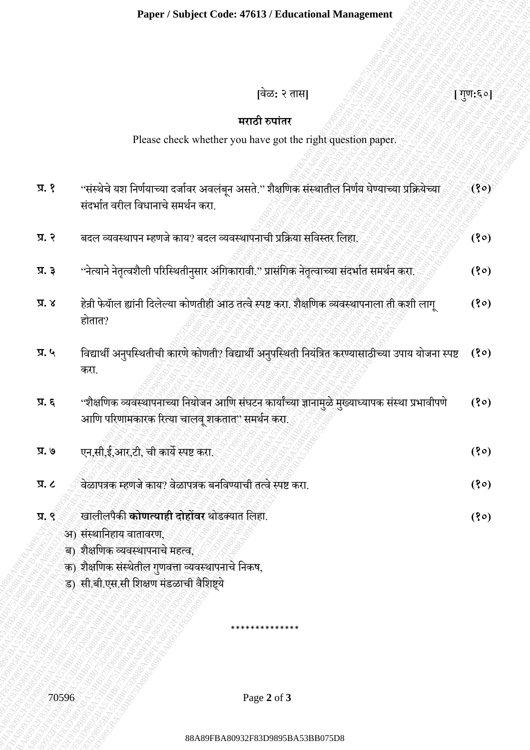[वेळ: २ तास] [गुण:६०]

## मराठी रुपांतर

Please check whether you have got the right question paper.

**प्र. १** "संस्थेचे यश निर्णयाच्या दर्जावर अवलंबून असते." शैक्षणिक संस्थातील निर्णय घेण्याच्या प्रक्रियेच्या संदर्भात वरील विधानाचे समर्थन करा. **(१०)**

**प्र. २** बदल व्यवस्थापन म्हणजे काय? बदल व्यवस्थापनाची प्रक्रिया सविस्तर लिहा. **(१०)**

**प्र. ३** "नेत्याने नेतृत्वशैली परिस्थितीनुसार अंगिकारावी." प्रासंगिक नेतृत्वाच्या संदर्भात समर्थन करा. **(१०)**

**प्र. ४** हेन्री फेयॉल ह्यांनी दिलेल्या कोणतीही आठ तत्वे स्पष्ट करा. शैक्षणिक व्यवस्थापनाला ती कशी लागू होतात? **(१०)**

**प्र. ५** विद्यार्थी अनुपस्थितीची कारणे कोणती? विद्यार्थी अनुपस्थिती नियंत्रित करण्यासाठीच्या उपाय योजना स्पष्ट करा. **(१०)**

**प्र. ६** "शैक्षणिक व्यवस्थापनाच्या नियोजन आणि संघटन कार्यांच्या ज्ञानामुळे मुख्याध्यापक संस्था प्रभावीपणे आणि परिणामकारक रित्या चालवू शकतात" समर्थन करा. **(१०)**

**प्र. ७** एन,सी,ई,आर,टी, ची कार्ये स्पष्ट करा. **(१०)**

**प्र. ८** वेळापत्रक म्हणजे काय? वेळापत्रक बनविण्याची तत्वे स्पष्ट करा. **(१०)**

**प्र. ९** खालीलपैकी **कोणत्याही दोहोंवर** थोडक्यात लिहा. **(१०)**

अ) संस्थानिहाय वातावरण,

ब) शैक्षणिक व्यवस्थापनाचे महत्व,

क) शैक्षणिक संस्थेतील गुणवत्ता व्यवस्थापनाचे निकष,

ड) सी.बी.एस.सी शिक्षण मंडळाची वैशिष्ट्ये

**************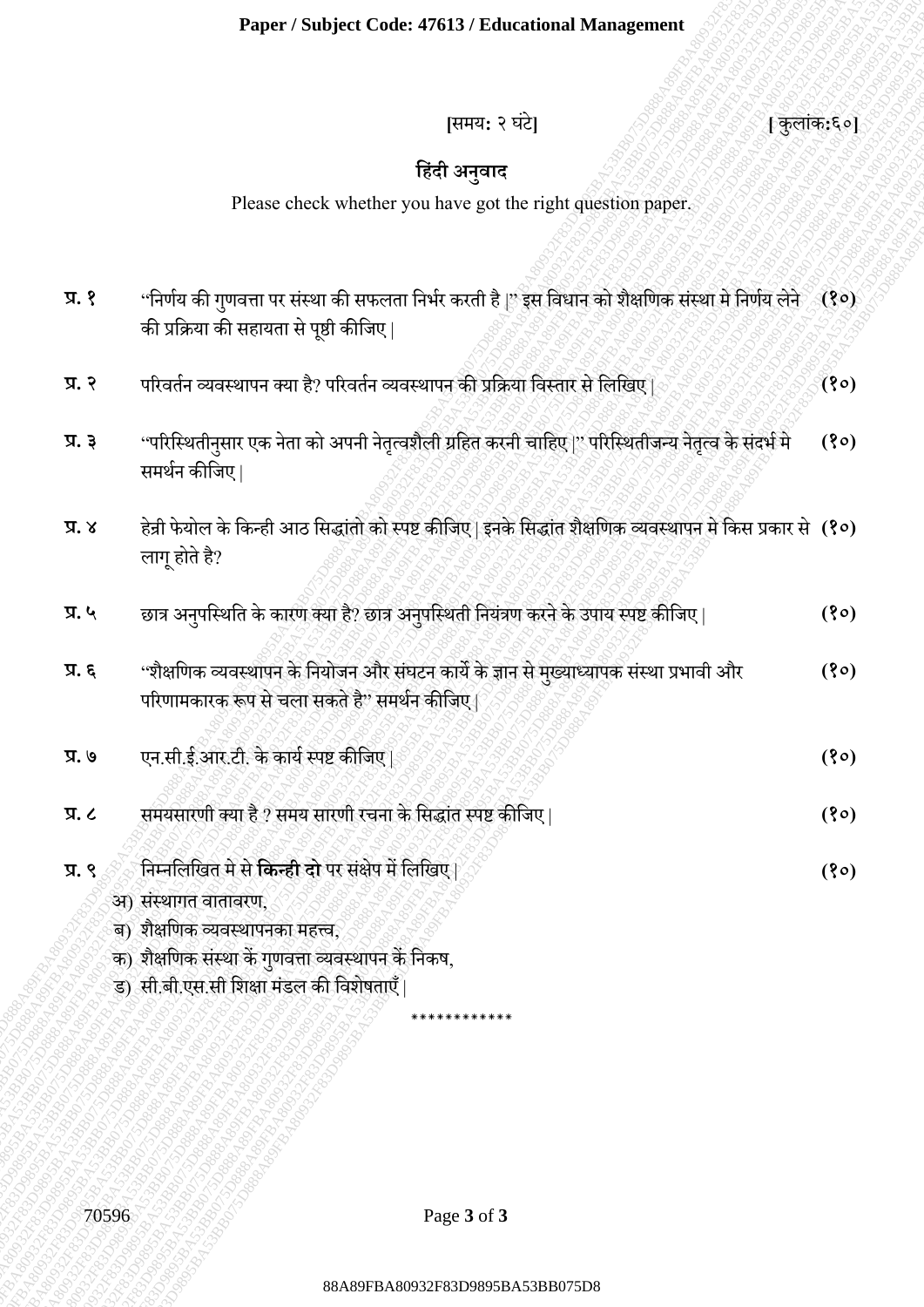[समय: २ घंटे] [ कुलांक:६०]

## हिंदी अनुवाद

Please check whether you have got the right question paper.

**प्र. १** "निर्णय की गुणवत्ता पर संस्था की सफलता निर्भर करती है |" इस विधान को शैक्षणिक संस्था मे निर्णय लेने की प्रक्रिया की सहायता से पूष्टी कीजिए | **(१०)**

**प्र. २** परिवर्तन व्यवस्थापन क्या है? परिवर्तन व्यवस्थापन की प्रक्रिया विस्तार से लिखिए | **(१०)**

**प्र. ३** "परिस्थितीनुसार एक नेता को अपनी नेतृत्वशैली ग्रहित करनी चाहिए |" परिस्थितीजन्य नेतृत्व के संदर्भ मे समर्थन कीजिए | **(१०)**

**प्र. ४** हेन्री फेयोल के किन्ही आठ सिद्धांतो को स्पष्ट कीजिए | इनके सिद्धांत शैक्षणिक व्यवस्थापन मे किस प्रकार से लागू होते है? **(१०)**

**प्र. ५** छात्र अनुपस्थिति के कारण क्या है? छात्र अनुपस्थिती नियंत्रण करने के उपाय स्पष्ट कीजिए | **(१०)**

**प्र. ६** "शैक्षणिक व्यवस्थापन के नियोजन और संघटन कार्ये के ज्ञान से मुख्याध्यापक संस्था प्रभावी और परिणामकारक रूप से चला सकते है" समर्थन कीजिए | **(१०)**

**प्र. ७** एन.सी.ई.आर.टी. के कार्य स्पष्ट कीजिए | **(१०)**

**प्र. ८** समयसारणी क्या है ? समय सारणी रचना के सिद्धांत स्पष्ट कीजिए | **(१०)**

**प्र. ९** निम्नलिखित मे से **किन्ही दो** पर संक्षेप में लिखिए | **(१०)**

अ) संस्थागत वातावरण,

ब) शैक्षणिक व्यवस्थापनका महत्त्व,

क) शैक्षणिक संस्था कें गुणवत्ता व्यवस्थापन कें निकष,

ड) सी.बी.एस.सी शिक्षा मंडल की विशेषताएँ |

************